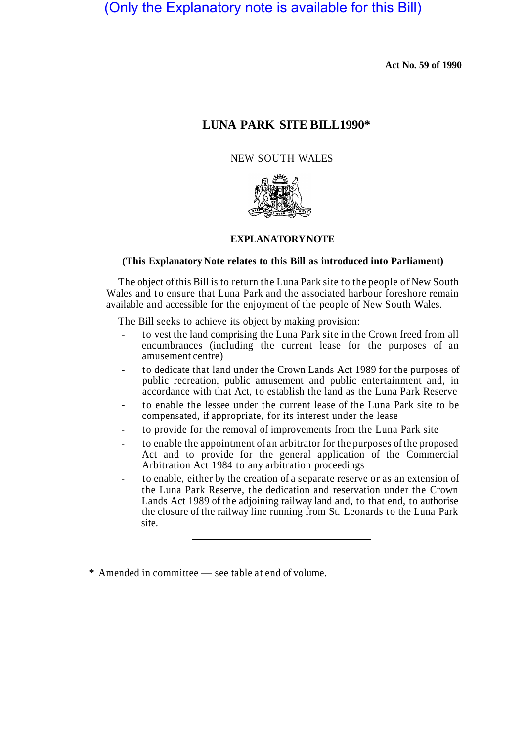(Only the Explanatory note is available for this Bill)

**Act No. 59 of 1990**

# LUNA PARK SITE BILL 1990*

NEW SOUTH WALES

## EXPLANATORY NOTE

**(This Explanatory Note relates to this Bill as introduced into Parliament)**

The object of this Bill is to return the Luna Park site to the people of New South Wales and to ensure that Luna Park and the associated harbour foreshore remain available and accessible for the enjoyment of the people of New South Wales.

The Bill seeks to achieve its object by making provision:

- to vest the land comprising the Luna Park site in the Crown freed from all encumbrances (including the current lease for the purposes of an amusement centre)
- to dedicate that land under the Crown Lands Act 1989 for the purposes of public recreation, public amusement and public entertainment and, in accordance with that Act, to establish the land as the Luna Park Reserve
- to enable the lessee under the current lease of the Luna Park site to be compensated, if appropriate, for its interest under the lease
- to provide for the removal of improvements from the Luna Park site
- to enable the appointment of an arbitrator for the purposes of the proposed Act and to provide for the general application of the Commercial Arbitration Act 1984 to any arbitration proceedings
- to enable, either by the creation of a separate reserve or as an extension of the Luna Park Reserve, the dedication and reservation under the Crown Lands Act 1989 of the adjoining railway land and, to that end, to authorise the closure of the railway line running from St. Leonards to the Luna Park site.

---

\* Amended in committee — see table at end of volume.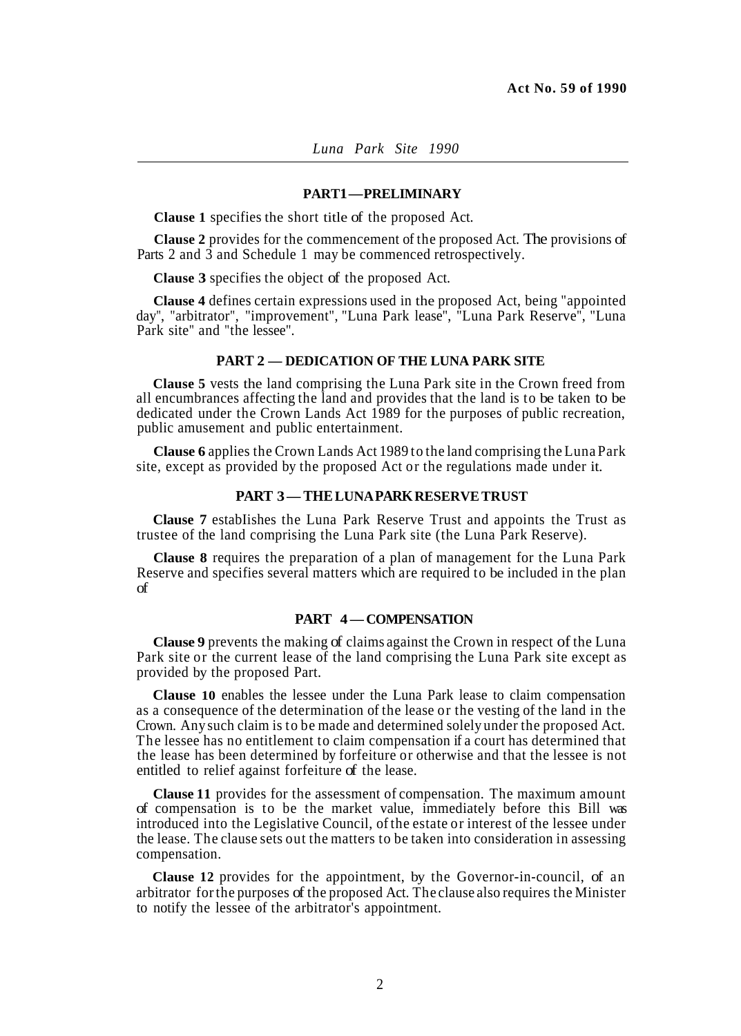## PART 1 — PRELIMINARY

**Clause 1** specifies the short title of the proposed Act.

**Clause 2** provides for the commencement of the proposed Act. The provisions of Parts 2 and 3 and Schedule 1 may be commenced retrospectively.

**Clause 3** specifies the object of the proposed Act.

**Clause 4** defines certain expressions used in the proposed Act, being "appointed day", "arbitrator", "improvement", "Luna Park lease", "Luna Park Reserve", "Luna Park site" and "the lessee".

## PART 2 — DEDICATION OF THE LUNA PARK SITE

**Clause 5** vests the land comprising the Luna Park site in the Crown freed from all encumbrances affecting the land and provides that the land is to be taken to be dedicated under the Crown Lands Act 1989 for the purposes of public recreation, public amusement and public entertainment.

**Clause 6** applies the Crown Lands Act 1989 to the land comprising the Luna Park site, except as provided by the proposed Act or the regulations made under it.

## PART 3 — THE LUNA PARK RESERVE TRUST

**Clause 7** establishes the Luna Park Reserve Trust and appoints the Trust as trustee of the land comprising the Luna Park site (the Luna Park Reserve).

**Clause 8** requires the preparation of a plan of management for the Luna Park Reserve and specifies several matters which are required to be included in the plan of

## PART 4 — COMPENSATION

**Clause 9** prevents the making of claims against the Crown in respect of the Luna Park site or the current lease of the land comprising the Luna Park site except as provided by the proposed Part.

**Clause 10** enables the lessee under the Luna Park lease to claim compensation as a consequence of the determination of the lease or the vesting of the land in the Crown. Any such claim is to be made and determined solely under the proposed Act. The lessee has no entitlement to claim compensation if a court has determined that the lease has been determined by forfeiture or otherwise and that the lessee is not entitled to relief against forfeiture of the lease.

**Clause 11** provides for the assessment of compensation. The maximum amount of compensation is to be the market value, immediately before this Bill was introduced into the Legislative Council, of the estate or interest of the lessee under the lease. The clause sets out the matters to be taken into consideration in assessing compensation.

**Clause 12** provides for the appointment, by the Governor-in-council, of an arbitrator for the purposes of the proposed Act. The clause also requires the Minister to notify the lessee of the arbitrator's appointment.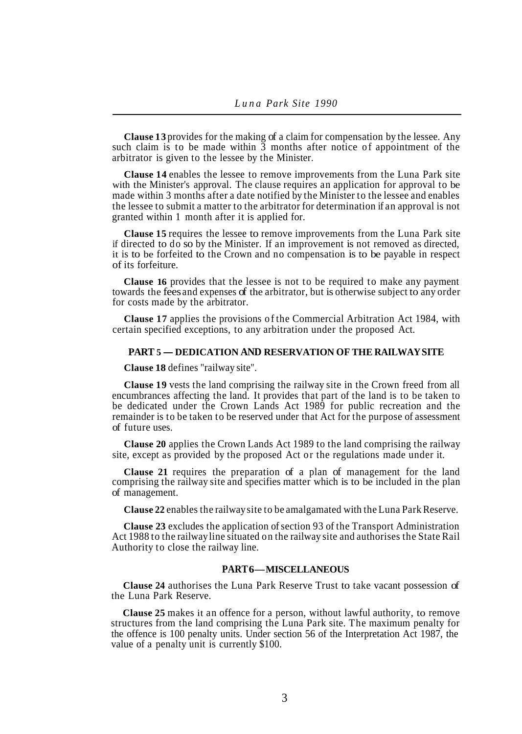**Clause 13** provides for the making of a claim for compensation by the lessee. Any such claim is to be made within 3 months after notice of appointment of the arbitrator is given to the lessee by the Minister.

**Clause 14** enables the lessee to remove improvements from the Luna Park site with the Minister's approval. The clause requires an application for approval to be made within 3 months after a date notified by the Minister to the lessee and enables the lessee to submit a matter to the arbitrator for determination if an approval is not granted within 1 month after it is applied for.

**Clause 15** requires the lessee to remove improvements from the Luna Park site if directed to do so by the Minister. If an improvement is not removed as directed, it is to be forfeited to the Crown and no compensation is to be payable in respect of its forfeiture.

**Clause 16** provides that the lessee is not to be required to make any payment towards the fees and expenses of the arbitrator, but is otherwise subject to any order for costs made by the arbitrator.

**Clause 17** applies the provisions of the Commercial Arbitration Act 1984, with certain specified exceptions, to any arbitration under the proposed Act.

## PART 5 — DEDICATION AND RESERVATION OF THE RAILWAY SITE

**Clause 18** defines "railway site".

**Clause 19** vests the land comprising the railway site in the Crown freed from all encumbrances affecting the land. It provides that part of the land is to be taken to be dedicated under the Crown Lands Act 1989 for public recreation and the remainder is to be taken to be reserved under that Act for the purpose of assessment of future uses.

**Clause 20** applies the Crown Lands Act 1989 to the land comprising the railway site, except as provided by the proposed Act or the regulations made under it.

**Clause 21** requires the preparation of a plan of management for the land comprising the railway site and specifies matter which is to be included in the plan of management.

**Clause 22** enables the railway site to be amalgamated with the Luna Park Reserve.

**Clause 23** excludes the application of section 93 of the Transport Administration Act 1988 to the railway line situated on the railway site and authorises the State Rail Authority to close the railway line.

## PART 6 — MISCELLANEOUS

**Clause 24** authorises the Luna Park Reserve Trust to take vacant possession of the Luna Park Reserve.

**Clause 25** makes it an offence for a person, without lawful authority, to remove structures from the land comprising the Luna Park site. The maximum penalty for the offence is 100 penalty units. Under section 56 of the Interpretation Act 1987, the value of a penalty unit is currently $100.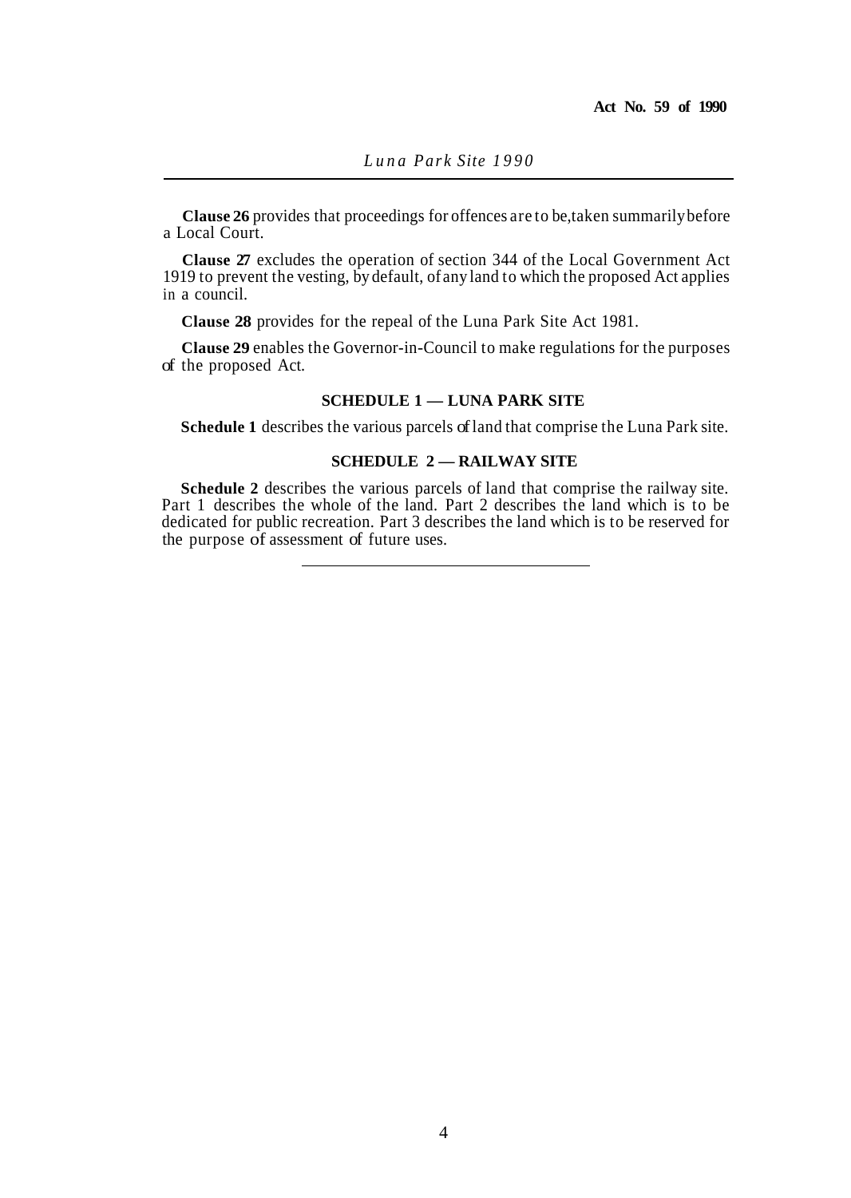**Clause 26** provides that proceedings for offences are to be,taken summarily before a Local Court.

**Clause 27** excludes the operation of section 344 of the Local Government Act 1919 to prevent the vesting, by default, of any land to which the proposed Act applies in a council.

**Clause 28** provides for the repeal of the Luna Park Site Act 1981.

**Clause 29** enables the Governor-in-Council to make regulations for the purposes of the proposed Act.

### SCHEDULE 1 — LUNA PARK SITE

**Schedule 1** describes the various parcels of land that comprise the Luna Park site.

### SCHEDULE 2 — RAILWAY SITE

**Schedule 2** describes the various parcels of land that comprise the railway site. Part 1 describes the whole of the land. Part 2 describes the land which is to be dedicated for public recreation. Part 3 describes the land which is to be reserved for the purpose of assessment of future uses.